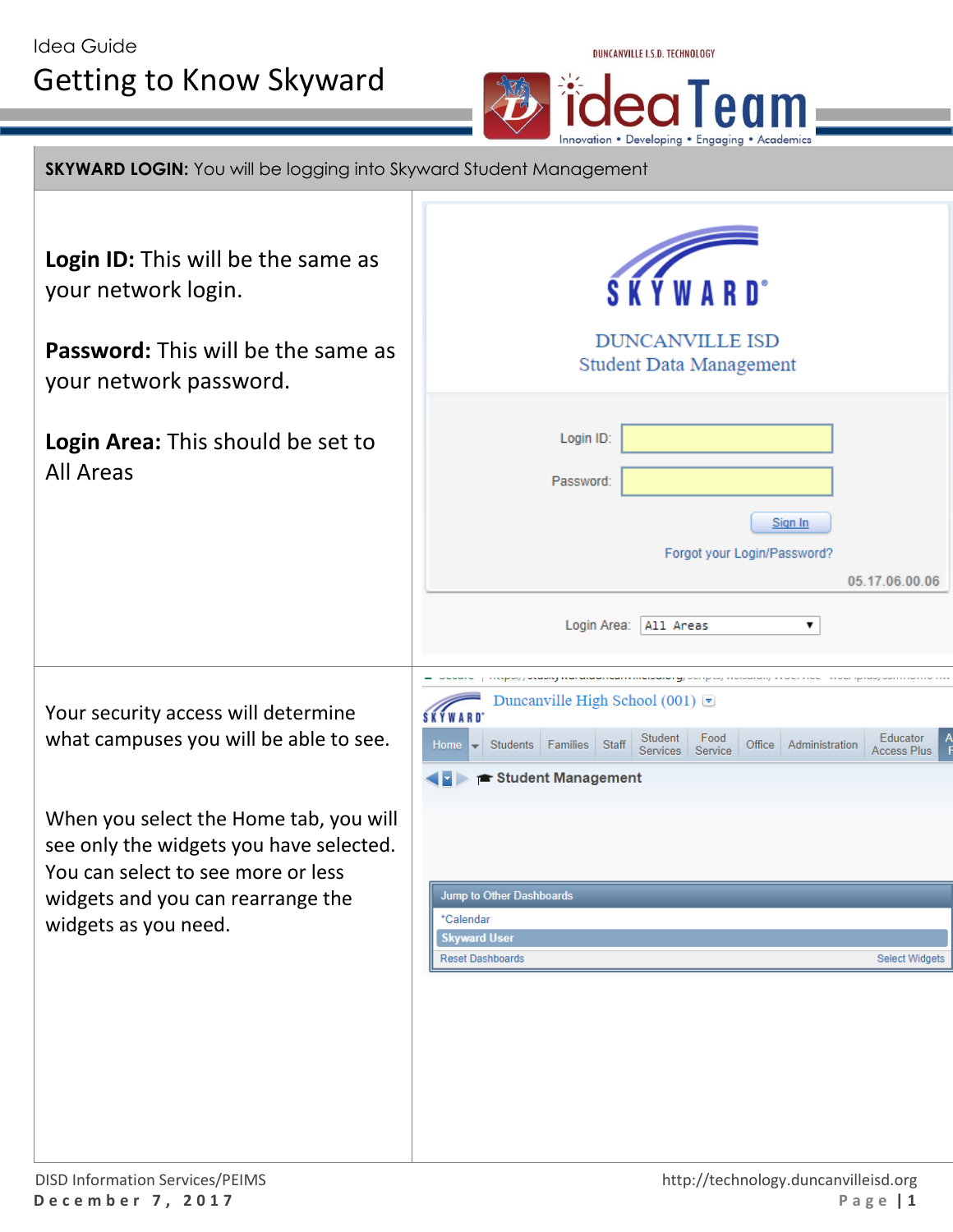Idea Guide

# Getting to Know Skyward

**SKYWARD LOGIN:** You will be logging into Skyward Student Management

**Login ID:** This will be the same as your network login.

**Password:** This will be the same as your network password.

**Login Area:** This should be set to All Areas

Your security access will determine what campuses you will be able to see.

When you select the Home tab, you will see only the widgets you have selected. You can select to see more or less widgets and you can rearrange the widgets as you need.

DISD Information Services/PEIMS
December 7, 2017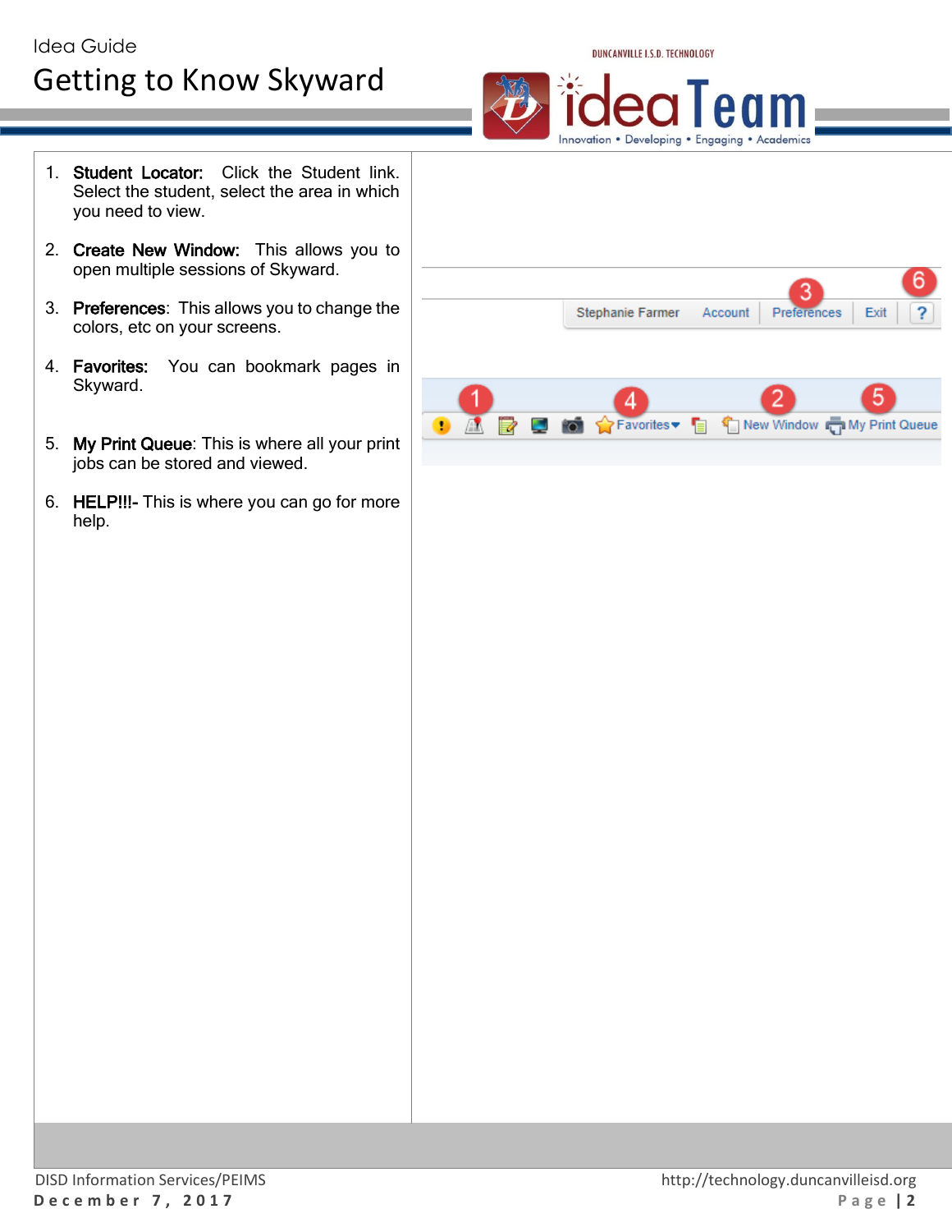# Getting to Know Skyward

1. **Student Locator:** Click the Student link. Select the student, select the area in which you need to view.
2. **Create New Window:** This allows you to open multiple sessions of Skyward.
3. **Preferences**: This allows you to change the colors, etc on your screens.
4. **Favorites:** You can bookmark pages in Skyward.
5. **My Print Queue**: This is where all your print jobs can be stored and viewed.
6. **HELP!!!-** This is where you can go for more help.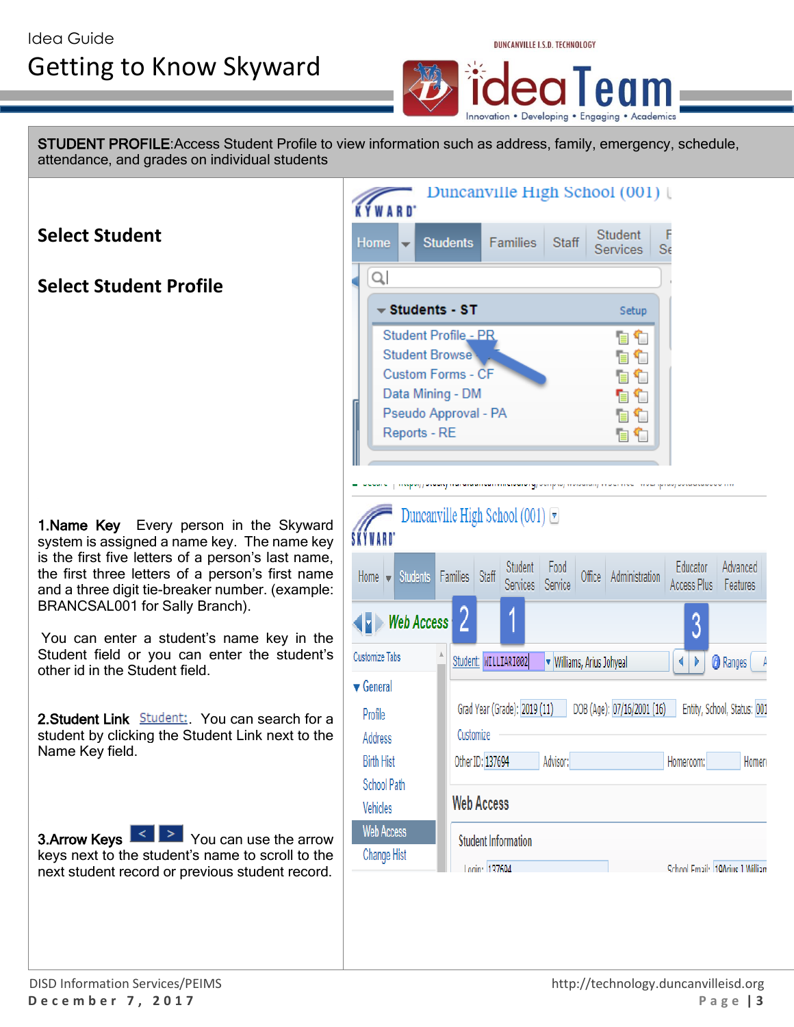**STUDENT PROFILE**:Access Student Profile to view information such as address, family, emergency, schedule, attendance, and grades on individual students

## Select Student

## Select Student Profile

**1.Name Key** Every person in the Skyward system is assigned a name key. The name key is the first five letters of a person's last name, the first three letters of a person's first name and a three digit tie-breaker number. (example: BRANCSAL001 for Sally Branch).

You can enter a student's name key in the Student field or you can enter the student's other id in the Student field.

**2.Student Link** Student:. You can search for a student by clicking the Student Link next to the Name Key field.

**3.Arrow Keys** < > You can use the arrow keys next to the student's name to scroll to the next student record or previous student record.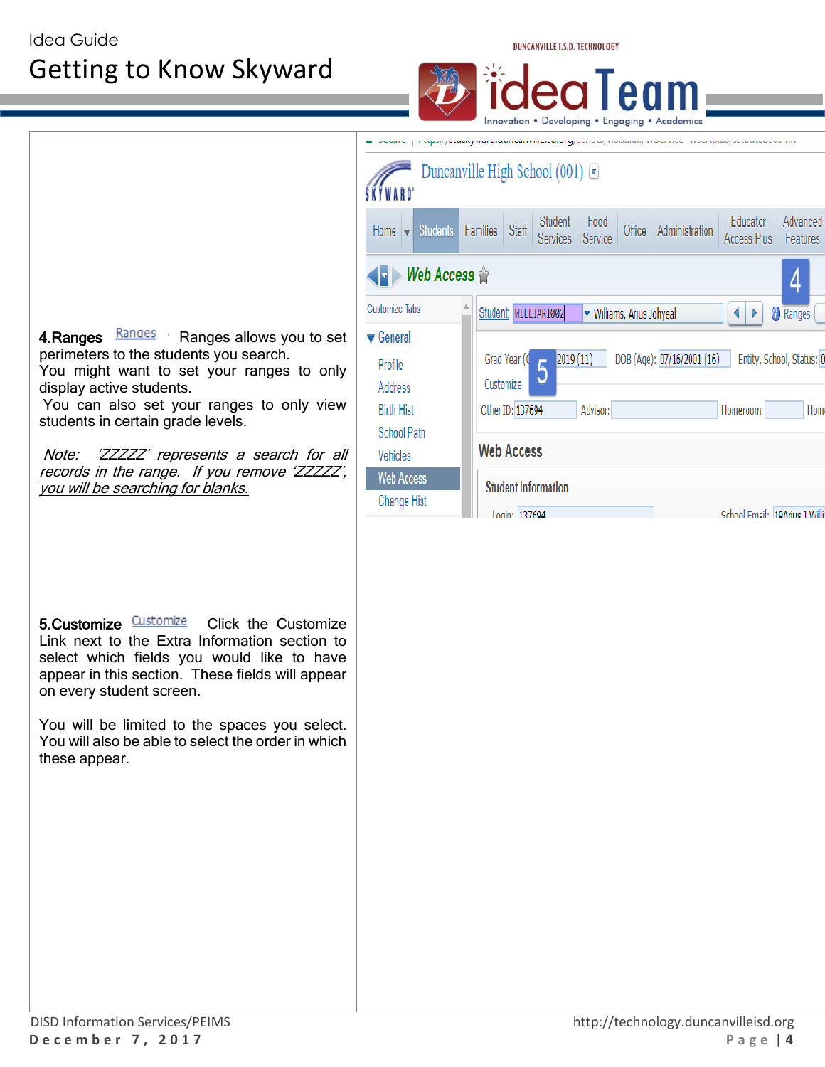**4.Ranges** Ranges · Ranges allows you to set perimeters to the students you search.
You might want to set your ranges to only display active students.
You can also set your ranges to only view students in certain grade levels.

*Note: 'ZZZZZ' represents a search for all records in the range. If you remove 'ZZZZZ', you will be searching for blanks.*

**5.Customize** Customize Click the Customize Link next to the Extra Information section to select which fields you would like to have appear in this section. These fields will appear on every student screen.

You will be limited to the spaces you select. You will also be able to select the order in which these appear.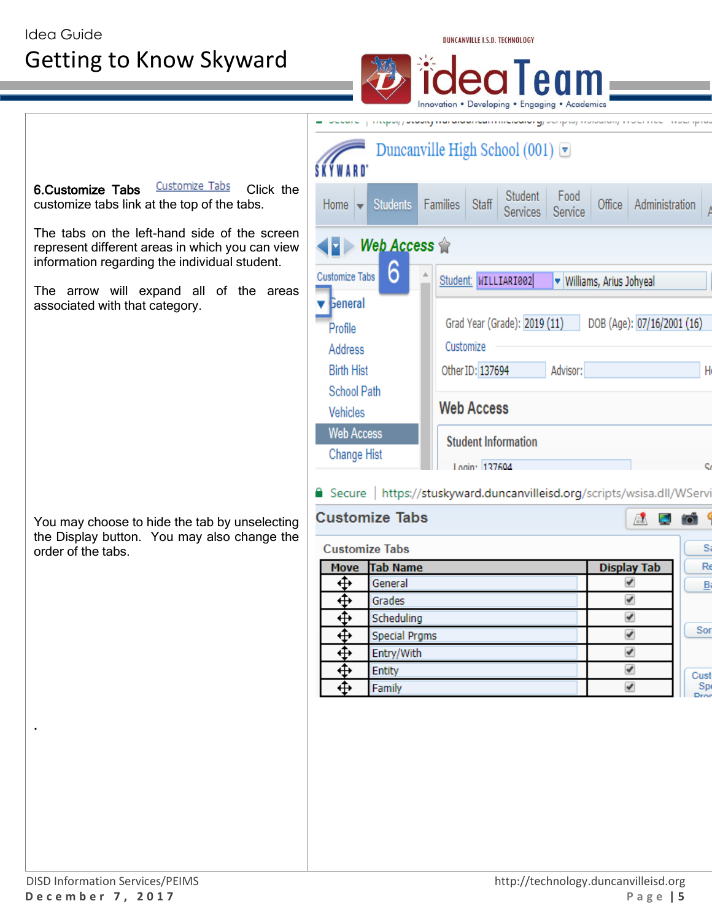**6.Customize Tabs** Customize Tabs Click the customize tabs link at the top of the tabs.

The tabs on the left-hand side of the screen represent different areas in which you can view information regarding the individual student.

The arrow will expand all of the areas associated with that category.

You may choose to hide the tab by unselecting the Display button. You may also change the order of the tabs.

.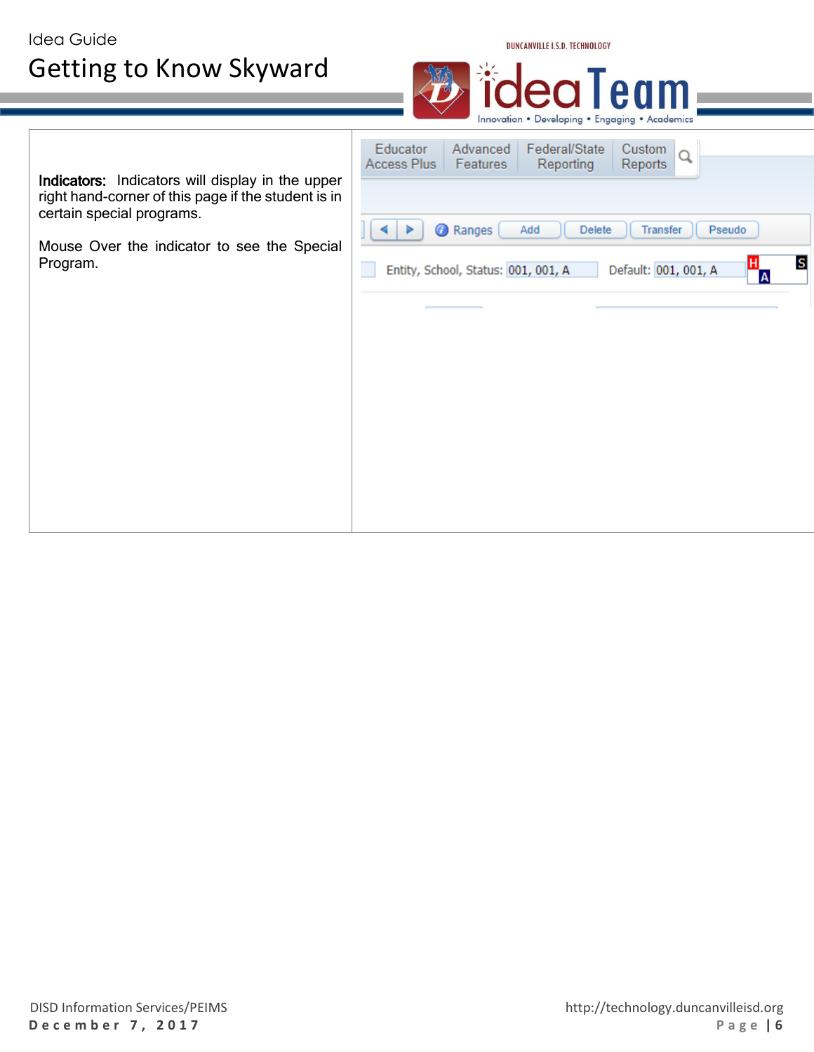**Indicators:** Indicators will display in the upper right hand-corner of this page if the student is in certain special programs.

Mouse Over the indicator to see the Special Program.

Educator Access Plus | Advanced Features | Federal/State Reporting | Custom Reports

Ranges | Add | Delete | Transfer | Pseudo

Entity, School, Status: 001, 001, A    Default: 001, 001, A

H S A